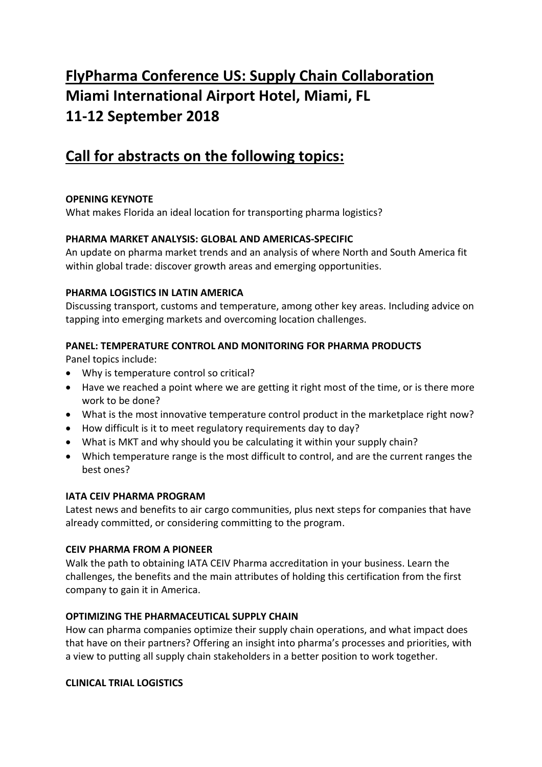# FlyPharma Conference US: Supply Chain Collaboration
# Miami International Airport Hotel, Miami, FL
# 11-12 September 2018

## Call for abstracts on the following topics:

**OPENING KEYNOTE**

What makes Florida an ideal location for transporting pharma logistics?

**PHARMA MARKET ANALYSIS: GLOBAL AND AMERICAS-SPECIFIC**

An update on pharma market trends and an analysis of where North and South America fit within global trade: discover growth areas and emerging opportunities.

**PHARMA LOGISTICS IN LATIN AMERICA**

Discussing transport, customs and temperature, among other key areas. Including advice on tapping into emerging markets and overcoming location challenges.

**PANEL: TEMPERATURE CONTROL AND MONITORING FOR PHARMA PRODUCTS**

Panel topics include:

- Why is temperature control so critical?
- Have we reached a point where we are getting it right most of the time, or is there more work to be done?
- What is the most innovative temperature control product in the marketplace right now?
- How difficult is it to meet regulatory requirements day to day?
- What is MKT and why should you be calculating it within your supply chain?
- Which temperature range is the most difficult to control, and are the current ranges the best ones?

**IATA CEIV PHARMA PROGRAM**

Latest news and benefits to air cargo communities, plus next steps for companies that have already committed, or considering committing to the program.

**CEIV PHARMA FROM A PIONEER**

Walk the path to obtaining IATA CEIV Pharma accreditation in your business. Learn the challenges, the benefits and the main attributes of holding this certification from the first company to gain it in America.

**OPTIMIZING THE PHARMACEUTICAL SUPPLY CHAIN**

How can pharma companies optimize their supply chain operations, and what impact does that have on their partners? Offering an insight into pharma's processes and priorities, with a view to putting all supply chain stakeholders in a better position to work together.

**CLINICAL TRIAL LOGISTICS**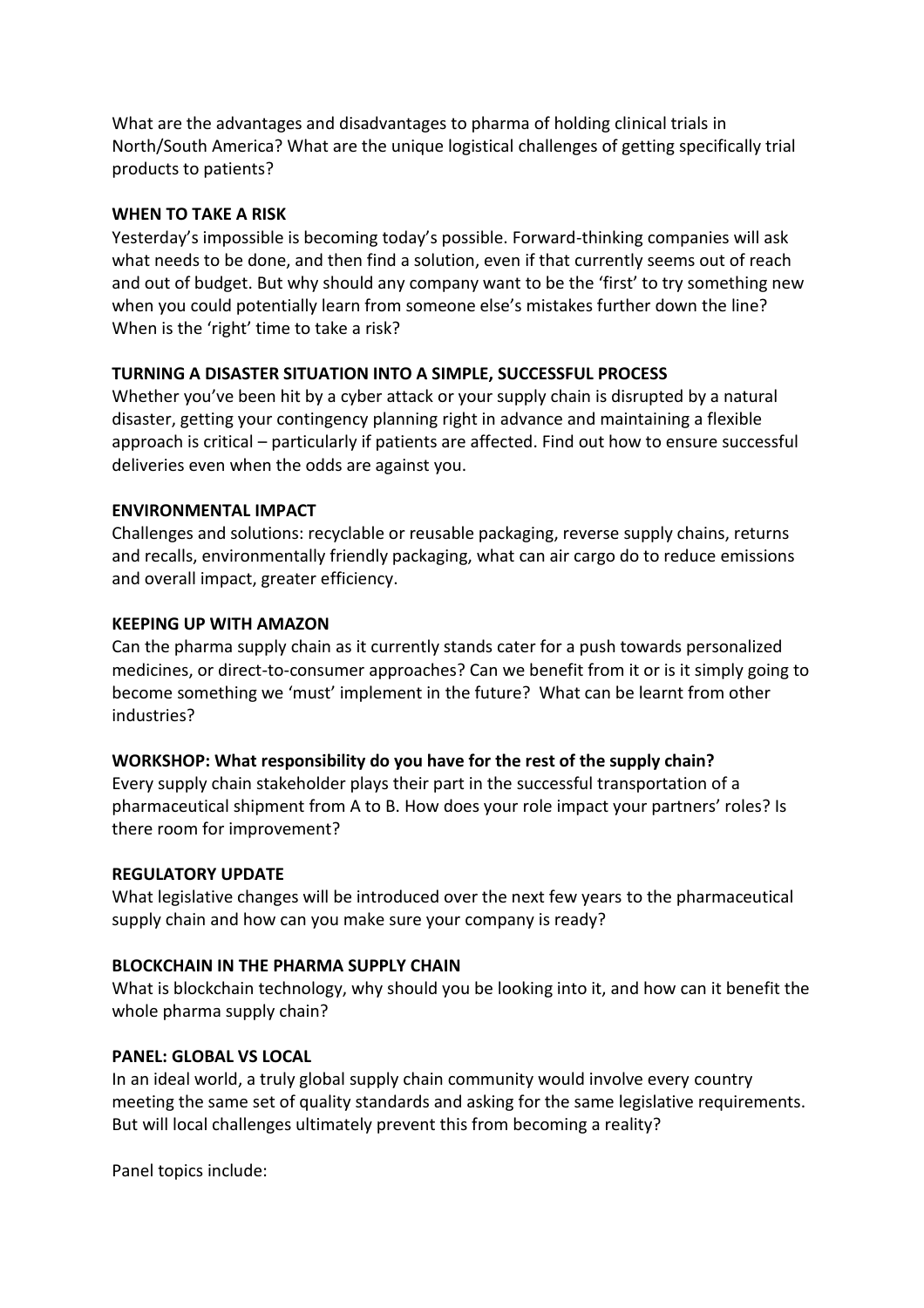What are the advantages and disadvantages to pharma of holding clinical trials in North/South America? What are the unique logistical challenges of getting specifically trial products to patients?

**WHEN TO TAKE A RISK**

Yesterday's impossible is becoming today's possible. Forward-thinking companies will ask what needs to be done, and then find a solution, even if that currently seems out of reach and out of budget. But why should any company want to be the 'first' to try something new when you could potentially learn from someone else's mistakes further down the line? When is the 'right' time to take a risk?

**TURNING A DISASTER SITUATION INTO A SIMPLE, SUCCESSFUL PROCESS**

Whether you've been hit by a cyber attack or your supply chain is disrupted by a natural disaster, getting your contingency planning right in advance and maintaining a flexible approach is critical – particularly if patients are affected. Find out how to ensure successful deliveries even when the odds are against you.

**ENVIRONMENTAL IMPACT**

Challenges and solutions: recyclable or reusable packaging, reverse supply chains, returns and recalls, environmentally friendly packaging, what can air cargo do to reduce emissions and overall impact, greater efficiency.

**KEEPING UP WITH AMAZON**

Can the pharma supply chain as it currently stands cater for a push towards personalized medicines, or direct-to-consumer approaches? Can we benefit from it or is it simply going to become something we 'must' implement in the future? What can be learnt from other industries?

**WORKSHOP: What responsibility do you have for the rest of the supply chain?**

Every supply chain stakeholder plays their part in the successful transportation of a pharmaceutical shipment from A to B. How does your role impact your partners' roles? Is there room for improvement?

**REGULATORY UPDATE**

What legislative changes will be introduced over the next few years to the pharmaceutical supply chain and how can you make sure your company is ready?

**BLOCKCHAIN IN THE PHARMA SUPPLY CHAIN**

What is blockchain technology, why should you be looking into it, and how can it benefit the whole pharma supply chain?

**PANEL: GLOBAL VS LOCAL**

In an ideal world, a truly global supply chain community would involve every country meeting the same set of quality standards and asking for the same legislative requirements. But will local challenges ultimately prevent this from becoming a reality?

Panel topics include: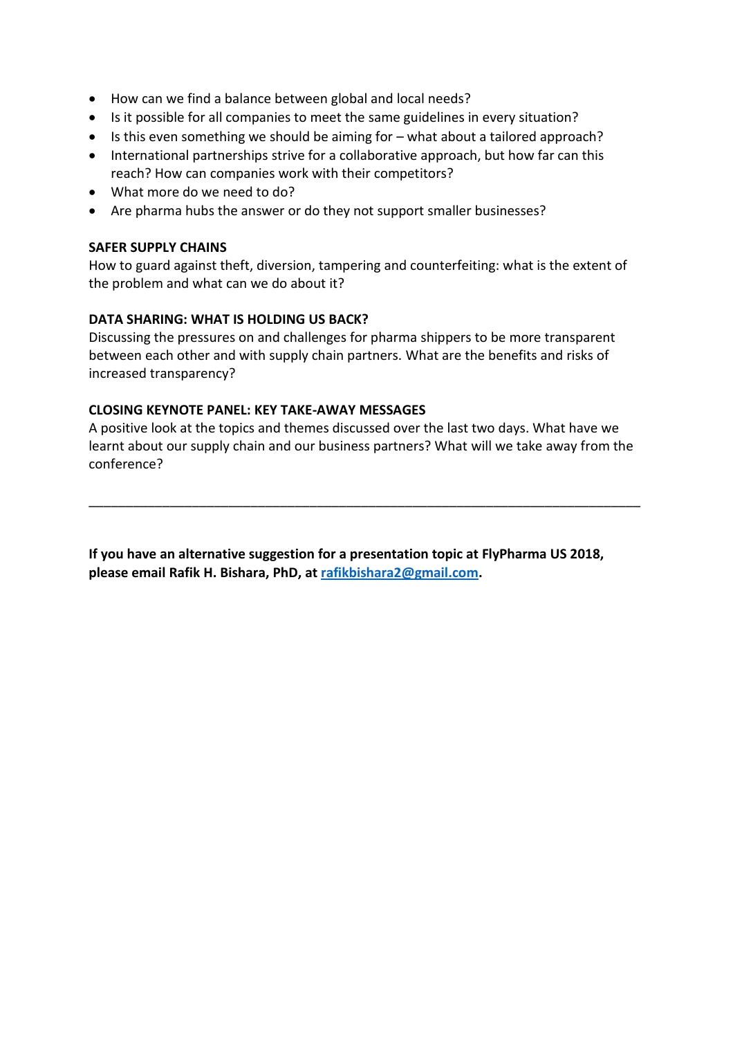- How can we find a balance between global and local needs?
- Is it possible for all companies to meet the same guidelines in every situation?
- Is this even something we should be aiming for – what about a tailored approach?
- International partnerships strive for a collaborative approach, but how far can this reach? How can companies work with their competitors?
- What more do we need to do?
- Are pharma hubs the answer or do they not support smaller businesses?

**SAFER SUPPLY CHAINS**

How to guard against theft, diversion, tampering and counterfeiting: what is the extent of the problem and what can we do about it?

**DATA SHARING: WHAT IS HOLDING US BACK?**

Discussing the pressures on and challenges for pharma shippers to be more transparent between each other and with supply chain partners. What are the benefits and risks of increased transparency?

**CLOSING KEYNOTE PANEL: KEY TAKE-AWAY MESSAGES**

A positive look at the topics and themes discussed over the last two days. What have we learnt about our supply chain and our business partners? What will we take away from the conference?

---

**If you have an alternative suggestion for a presentation topic at FlyPharma US 2018, please email Rafik H. Bishara, PhD, at [rafikbishara2@gmail.com](mailto:rafikbishara2@gmail.com).**